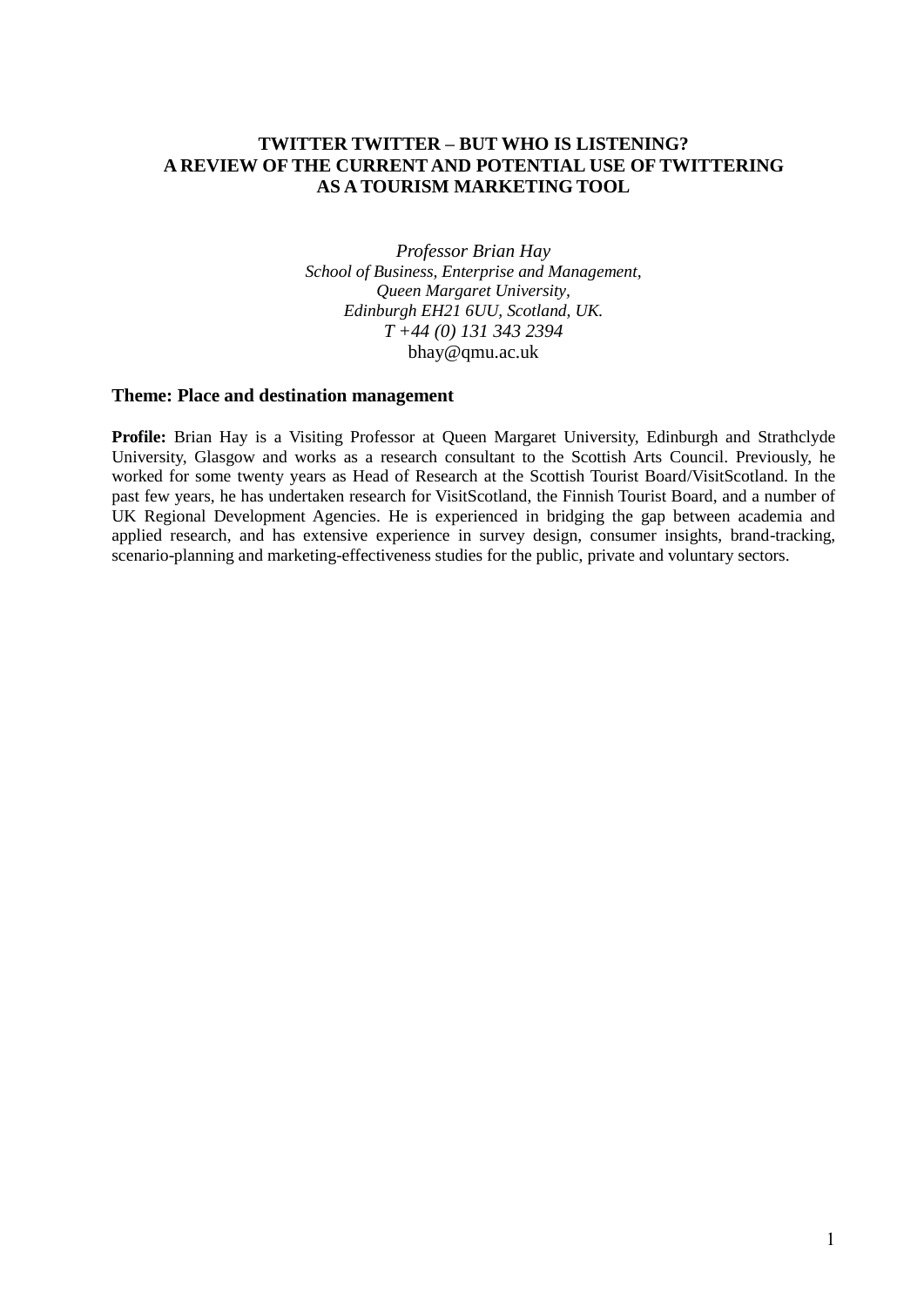# TWITTER TWITTER – BUT WHO IS LISTENING?
# A REVIEW OF THE CURRENT AND POTENTIAL USE OF TWITTERING AS A TOURISM MARKETING TOOL

*Professor Brian Hay*
*School of Business, Enterprise and Management,*
*Queen Margaret University,*
*Edinburgh EH21 6UU, Scotland, UK.*
*T +44 (0) 131 343 2394*
bhay@qmu.ac.uk

**Theme: Place and destination management**

**Profile:** Brian Hay is a Visiting Professor at Queen Margaret University, Edinburgh and Strathclyde University, Glasgow and works as a research consultant to the Scottish Arts Council. Previously, he worked for some twenty years as Head of Research at the Scottish Tourist Board/VisitScotland. In the past few years, he has undertaken research for VisitScotland, the Finnish Tourist Board, and a number of UK Regional Development Agencies. He is experienced in bridging the gap between academia and applied research, and has extensive experience in survey design, consumer insights, brand-tracking, scenario-planning and marketing-effectiveness studies for the public, private and voluntary sectors.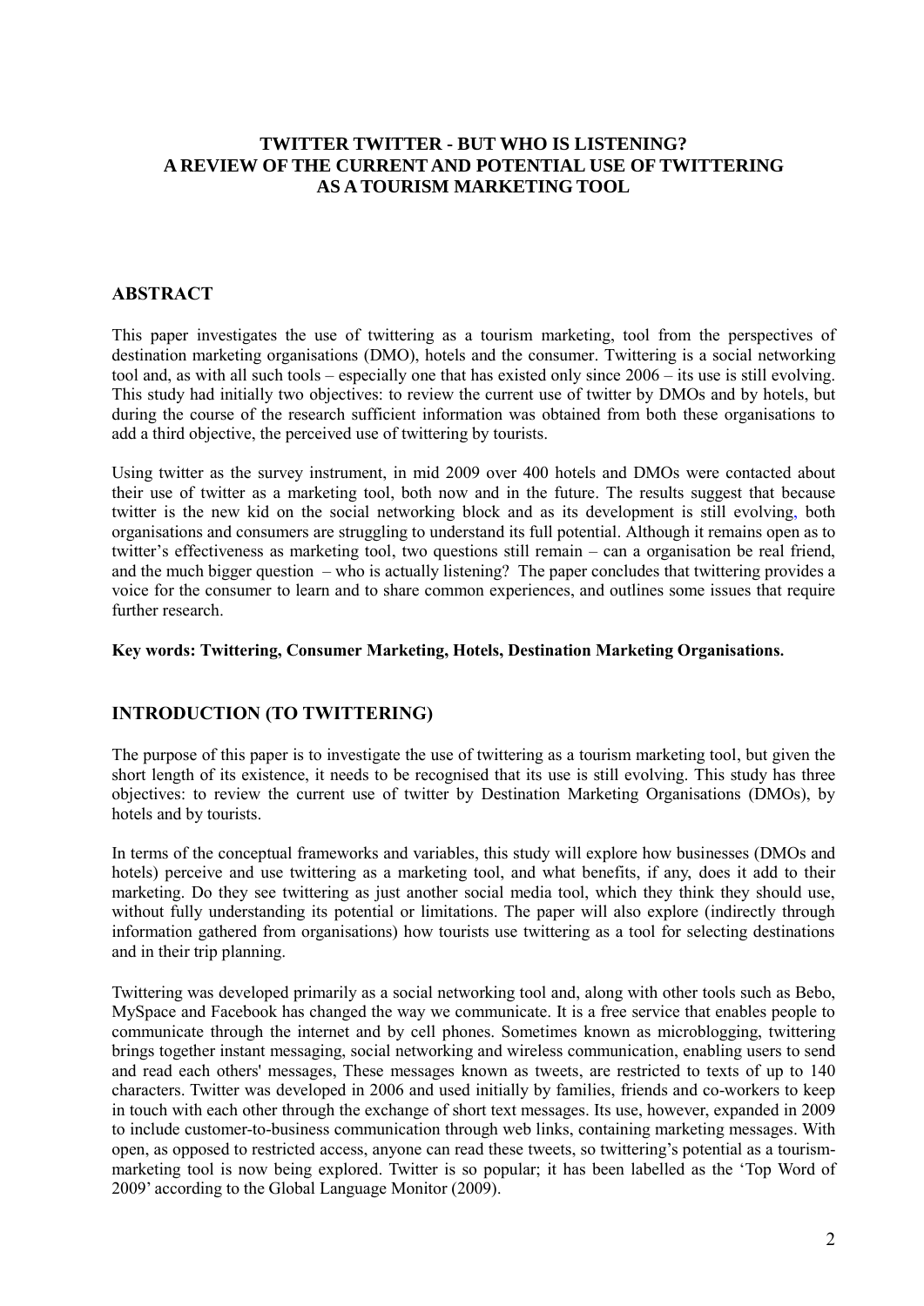# TWITTER TWITTER - BUT WHO IS LISTENING?
# A REVIEW OF THE CURRENT AND POTENTIAL USE OF TWITTERING AS A TOURISM MARKETING TOOL

## ABSTRACT

This paper investigates the use of twittering as a tourism marketing, tool from the perspectives of destination marketing organisations (DMO), hotels and the consumer. Twittering is a social networking tool and, as with all such tools – especially one that has existed only since 2006 – its use is still evolving. This study had initially two objectives: to review the current use of twitter by DMOs and by hotels, but during the course of the research sufficient information was obtained from both these organisations to add a third objective, the perceived use of twittering by tourists.

Using twitter as the survey instrument, in mid 2009 over 400 hotels and DMOs were contacted about their use of twitter as a marketing tool, both now and in the future. The results suggest that because twitter is the new kid on the social networking block and as its development is still evolving, both organisations and consumers are struggling to understand its full potential. Although it remains open as to twitter's effectiveness as marketing tool, two questions still remain – can a organisation be real friend, and the much bigger question – who is actually listening? The paper concludes that twittering provides a voice for the consumer to learn and to share common experiences, and outlines some issues that require further research.

**Key words: Twittering, Consumer Marketing, Hotels, Destination Marketing Organisations.**

## INTRODUCTION (TO TWITTERING)

The purpose of this paper is to investigate the use of twittering as a tourism marketing tool, but given the short length of its existence, it needs to be recognised that its use is still evolving. This study has three objectives: to review the current use of twitter by Destination Marketing Organisations (DMOs), by hotels and by tourists.

In terms of the conceptual frameworks and variables, this study will explore how businesses (DMOs and hotels) perceive and use twittering as a marketing tool, and what benefits, if any, does it add to their marketing. Do they see twittering as just another social media tool, which they think they should use, without fully understanding its potential or limitations. The paper will also explore (indirectly through information gathered from organisations) how tourists use twittering as a tool for selecting destinations and in their trip planning.

Twittering was developed primarily as a social networking tool and, along with other tools such as Bebo, MySpace and Facebook has changed the way we communicate. It is a free service that enables people to communicate through the internet and by cell phones. Sometimes known as microblogging, twittering brings together instant messaging, social networking and wireless communication, enabling users to send and read each others' messages, These messages known as tweets, are restricted to texts of up to 140 characters. Twitter was developed in 2006 and used initially by families, friends and co-workers to keep in touch with each other through the exchange of short text messages. Its use, however, expanded in 2009 to include customer-to-business communication through web links, containing marketing messages. With open, as opposed to restricted access, anyone can read these tweets, so twittering's potential as a tourism-marketing tool is now being explored. Twitter is so popular; it has been labelled as the 'Top Word of 2009' according to the Global Language Monitor (2009).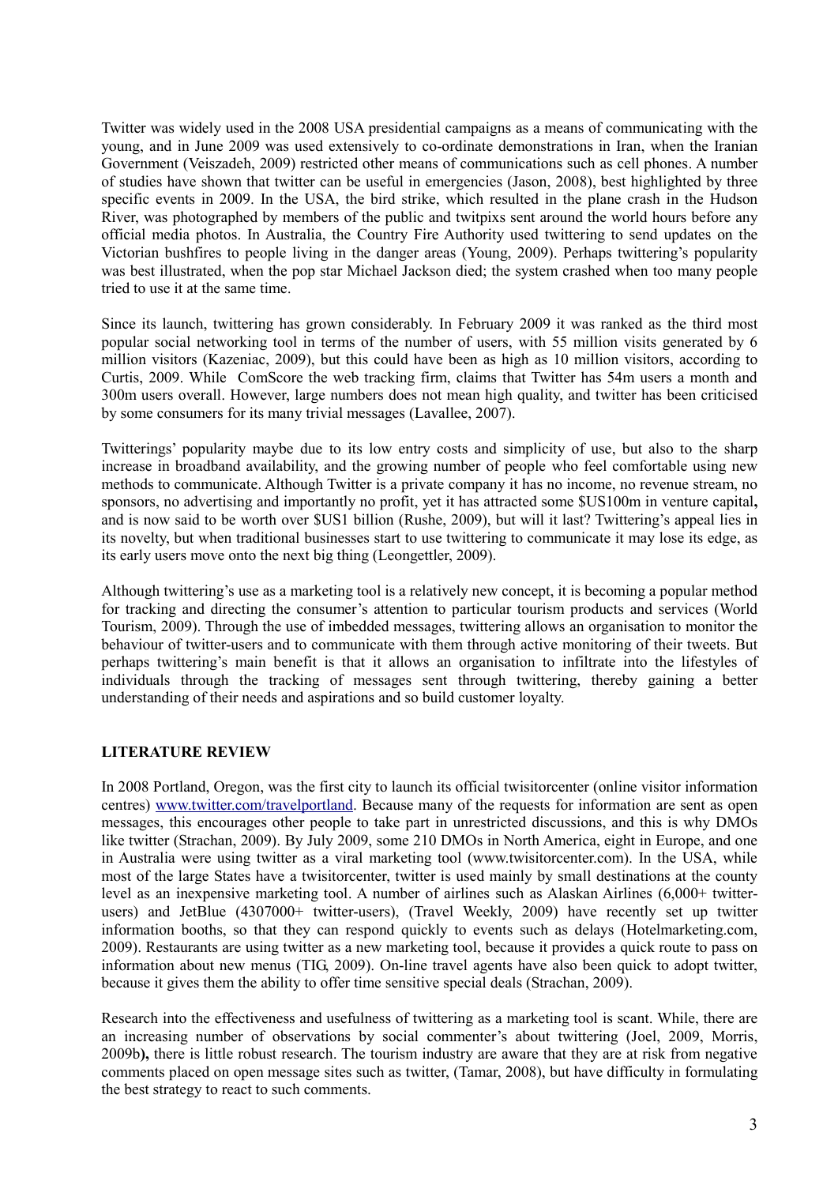Twitter was widely used in the 2008 USA presidential campaigns as a means of communicating with the young, and in June 2009 was used extensively to co-ordinate demonstrations in Iran, when the Iranian Government (Veiszadeh, 2009) restricted other means of communications such as cell phones. A number of studies have shown that twitter can be useful in emergencies (Jason, 2008), best highlighted by three specific events in 2009. In the USA, the bird strike, which resulted in the plane crash in the Hudson River, was photographed by members of the public and twitpixs sent around the world hours before any official media photos. In Australia, the Country Fire Authority used twittering to send updates on the Victorian bushfires to people living in the danger areas (Young, 2009). Perhaps twittering's popularity was best illustrated, when the pop star Michael Jackson died; the system crashed when too many people tried to use it at the same time.

Since its launch, twittering has grown considerably. In February 2009 it was ranked as the third most popular social networking tool in terms of the number of users, with 55 million visits generated by 6 million visitors (Kazeniac, 2009), but this could have been as high as 10 million visitors, according to Curtis, 2009. While ComScore the web tracking firm, claims that Twitter has 54m users a month and 300m users overall. However, large numbers does not mean high quality, and twitter has been criticised by some consumers for its many trivial messages (Lavallee, 2007).

Twitterings' popularity maybe due to its low entry costs and simplicity of use, but also to the sharp increase in broadband availability, and the growing number of people who feel comfortable using new methods to communicate. Although Twitter is a private company it has no income, no revenue stream, no sponsors, no advertising and importantly no profit, yet it has attracted some $US100m in venture capital**,** and is now said to be worth over $US1 billion (Rushe, 2009), but will it last? Twittering's appeal lies in its novelty, but when traditional businesses start to use twittering to communicate it may lose its edge, as its early users move onto the next big thing (Leongettler, 2009).

Although twittering's use as a marketing tool is a relatively new concept, it is becoming a popular method for tracking and directing the consumer's attention to particular tourism products and services (World Tourism, 2009). Through the use of imbedded messages, twittering allows an organisation to monitor the behaviour of twitter-users and to communicate with them through active monitoring of their tweets. But perhaps twittering's main benefit is that it allows an organisation to infiltrate into the lifestyles of individuals through the tracking of messages sent through twittering, thereby gaining a better understanding of their needs and aspirations and so build customer loyalty.

## LITERATURE REVIEW

In 2008 Portland, Oregon, was the first city to launch its official twisitorcenter (online visitor information centres) [www.twitter.com/travelportland](www.twitter.com/travelportland). Because many of the requests for information are sent as open messages, this encourages other people to take part in unrestricted discussions, and this is why DMOs like twitter (Strachan, 2009). By July 2009, some 210 DMOs in North America, eight in Europe, and one in Australia were using twitter as a viral marketing tool (www.twisitorcenter.com). In the USA, while most of the large States have a twisitorcenter, twitter is used mainly by small destinations at the county level as an inexpensive marketing tool. A number of airlines such as Alaskan Airlines (6,000+ twitter-users) and JetBlue (4307000+ twitter-users), (Travel Weekly, 2009) have recently set up twitter information booths, so that they can respond quickly to events such as delays (Hotelmarketing.com, 2009). Restaurants are using twitter as a new marketing tool, because it provides a quick route to pass on information about new menus (TIG, 2009). On-line travel agents have also been quick to adopt twitter, because it gives them the ability to offer time sensitive special deals (Strachan, 2009).

Research into the effectiveness and usefulness of twittering as a marketing tool is scant. While, there are an increasing number of observations by social commenter's about twittering (Joel, 2009, Morris, 2009b**),** there is little robust research. The tourism industry are aware that they are at risk from negative comments placed on open message sites such as twitter, (Tamar, 2008), but have difficulty in formulating the best strategy to react to such comments.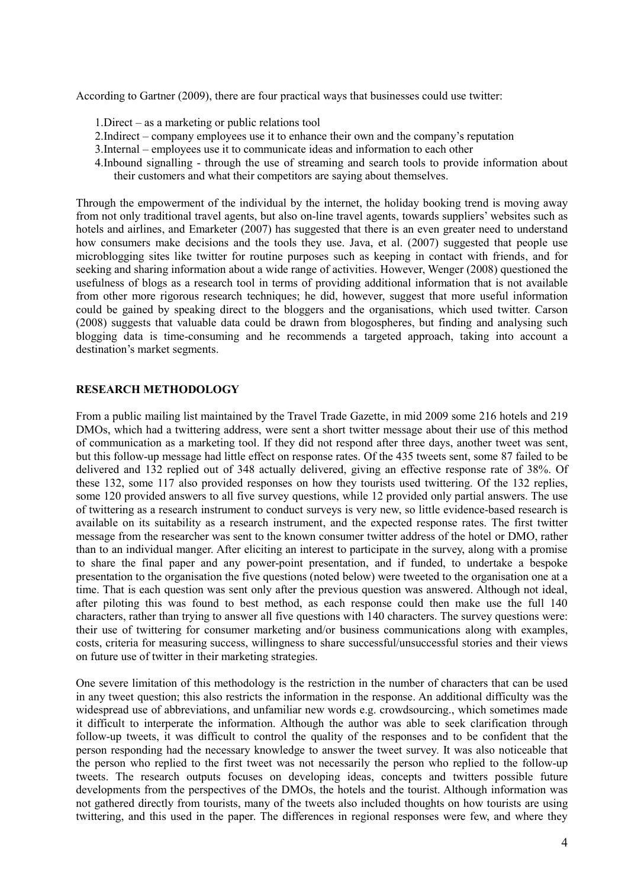According to Gartner (2009), there are four practical ways that businesses could use twitter:

1. Direct – as a marketing or public relations tool
2. Indirect – company employees use it to enhance their own and the company's reputation
3. Internal – employees use it to communicate ideas and information to each other
4. Inbound signalling - through the use of streaming and search tools to provide information about their customers and what their competitors are saying about themselves.

Through the empowerment of the individual by the internet, the holiday booking trend is moving away from not only traditional travel agents, but also on-line travel agents, towards suppliers' websites such as hotels and airlines, and Emarketer (2007) has suggested that there is an even greater need to understand how consumers make decisions and the tools they use. Java, et al. (2007) suggested that people use microblogging sites like twitter for routine purposes such as keeping in contact with friends, and for seeking and sharing information about a wide range of activities. However, Wenger (2008) questioned the usefulness of blogs as a research tool in terms of providing additional information that is not available from other more rigorous research techniques; he did, however, suggest that more useful information could be gained by speaking direct to the bloggers and the organisations, which used twitter. Carson (2008) suggests that valuable data could be drawn from blogospheres, but finding and analysing such blogging data is time-consuming and he recommends a targeted approach, taking into account a destination's market segments.

## RESEARCH METHODOLOGY

From a public mailing list maintained by the Travel Trade Gazette, in mid 2009 some 216 hotels and 219 DMOs, which had a twittering address, were sent a short twitter message about their use of this method of communication as a marketing tool. If they did not respond after three days, another tweet was sent, but this follow-up message had little effect on response rates. Of the 435 tweets sent, some 87 failed to be delivered and 132 replied out of 348 actually delivered, giving an effective response rate of 38%. Of these 132, some 117 also provided responses on how they tourists used twittering. Of the 132 replies, some 120 provided answers to all five survey questions, while 12 provided only partial answers. The use of twittering as a research instrument to conduct surveys is very new, so little evidence-based research is available on its suitability as a research instrument, and the expected response rates. The first twitter message from the researcher was sent to the known consumer twitter address of the hotel or DMO, rather than to an individual manger. After eliciting an interest to participate in the survey, along with a promise to share the final paper and any power-point presentation, and if funded, to undertake a bespoke presentation to the organisation the five questions (noted below) were tweeted to the organisation one at a time. That is each question was sent only after the previous question was answered. Although not ideal, after piloting this was found to best method, as each response could then make use the full 140 characters, rather than trying to answer all five questions with 140 characters. The survey questions were: their use of twittering for consumer marketing and/or business communications along with examples, costs, criteria for measuring success, willingness to share successful/unsuccessful stories and their views on future use of twitter in their marketing strategies.

One severe limitation of this methodology is the restriction in the number of characters that can be used in any tweet question; this also restricts the information in the response. An additional difficulty was the widespread use of abbreviations, and unfamiliar new words e.g. crowdsourcing., which sometimes made it difficult to interperate the information. Although the author was able to seek clarification through follow-up tweets, it was difficult to control the quality of the responses and to be confident that the person responding had the necessary knowledge to answer the tweet survey. It was also noticeable that the person who replied to the first tweet was not necessarily the person who replied to the follow-up tweets. The research outputs focuses on developing ideas, concepts and twitters possible future developments from the perspectives of the DMOs, the hotels and the tourist. Although information was not gathered directly from tourists, many of the tweets also included thoughts on how tourists are using twittering, and this used in the paper. The differences in regional responses were few, and where they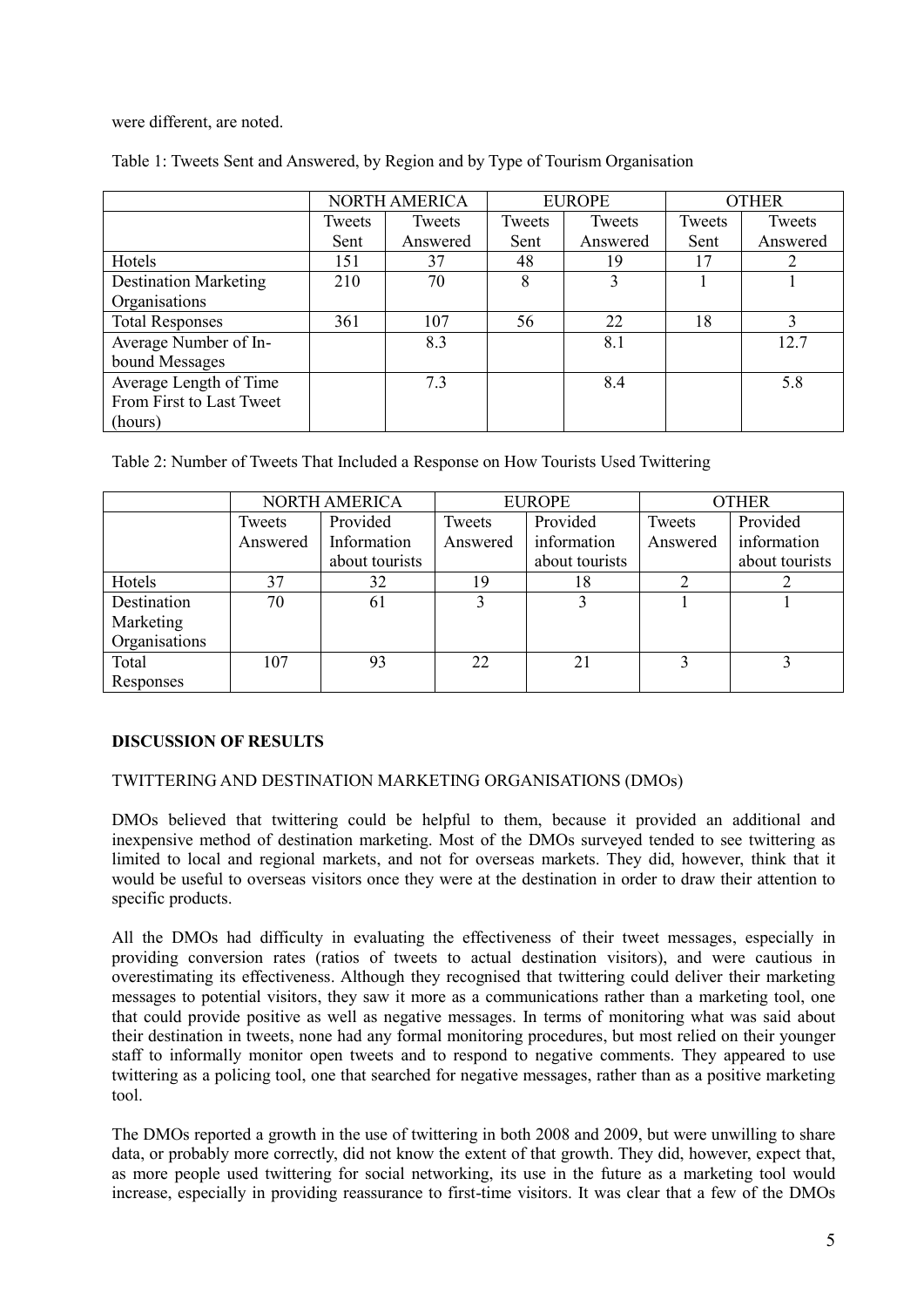were different, are noted.

Table 1: Tweets Sent and Answered, by Region and by Type of Tourism Organisation

| | NORTH AMERICA | | EUROPE | | OTHER | |
|---|---|---|---|---|---|---|
| | Tweets Sent | Tweets Answered | Tweets Sent | Tweets Answered | Tweets Sent | Tweets Answered |
| Hotels | 151 | 37 | 48 | 19 | 17 | 2 |
| Destination Marketing Organisations | 210 | 70 | 8 | 3 | 1 | 1 |
| Total Responses | 361 | 107 | 56 | 22 | 18 | 3 |
| Average Number of In-bound Messages | | 8.3 | | 8.1 | | 12.7 |
| Average Length of Time From First to Last Tweet (hours) | | 7.3 | | 8.4 | | 5.8 |

Table 2: Number of Tweets That Included a Response on How Tourists Used Twittering

| | NORTH AMERICA | | EUROPE | | OTHER | |
|---|---|---|---|---|---|---|
| | Tweets Answered | Provided Information about tourists | Tweets Answered | Provided information about tourists | Tweets Answered | Provided information about tourists |
| Hotels | 37 | 32 | 19 | 18 | 2 | 2 |
| Destination Marketing Organisations | 70 | 61 | 3 | 3 | 1 | 1 |
| Total Responses | 107 | 93 | 22 | 21 | 3 | 3 |

## DISCUSSION OF RESULTS

### TWITTERING AND DESTINATION MARKETING ORGANISATIONS (DMOs)

DMOs believed that twittering could be helpful to them, because it provided an additional and inexpensive method of destination marketing. Most of the DMOs surveyed tended to see twittering as limited to local and regional markets, and not for overseas markets. They did, however, think that it would be useful to overseas visitors once they were at the destination in order to draw their attention to specific products.

All the DMOs had difficulty in evaluating the effectiveness of their tweet messages, especially in providing conversion rates (ratios of tweets to actual destination visitors), and were cautious in overestimating its effectiveness. Although they recognised that twittering could deliver their marketing messages to potential visitors, they saw it more as a communications rather than a marketing tool, one that could provide positive as well as negative messages. In terms of monitoring what was said about their destination in tweets, none had any formal monitoring procedures, but most relied on their younger staff to informally monitor open tweets and to respond to negative comments. They appeared to use twittering as a policing tool, one that searched for negative messages, rather than as a positive marketing tool.

The DMOs reported a growth in the use of twittering in both 2008 and 2009, but were unwilling to share data, or probably more correctly, did not know the extent of that growth. They did, however, expect that, as more people used twittering for social networking, its use in the future as a marketing tool would increase, especially in providing reassurance to first-time visitors. It was clear that a few of the DMOs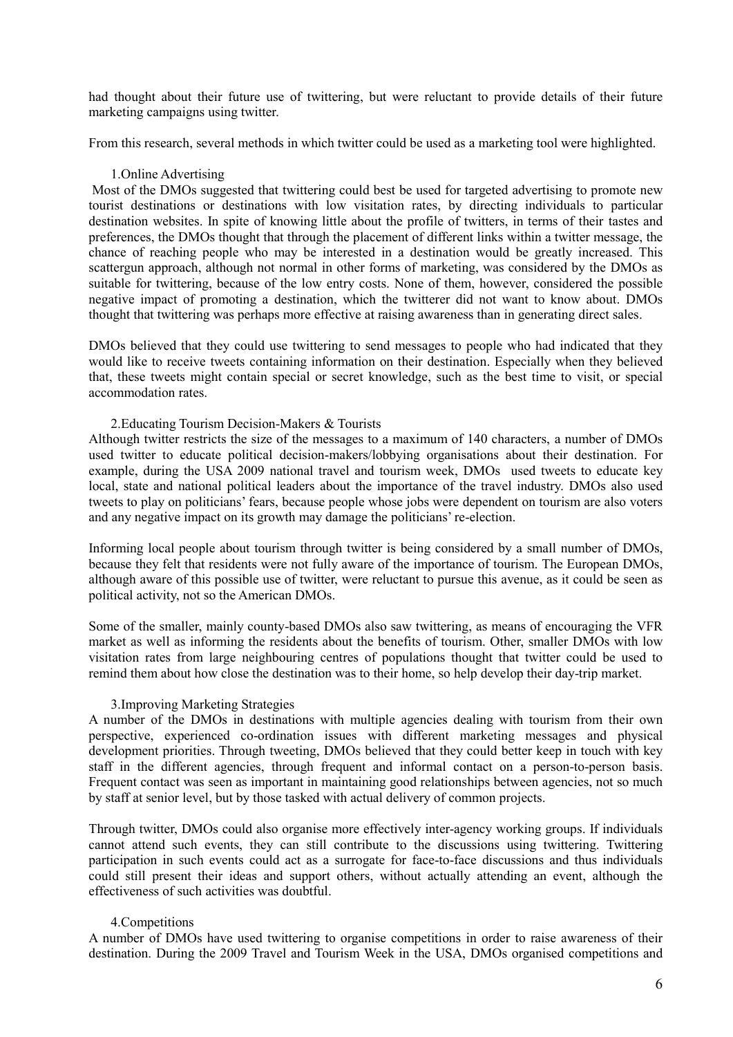had thought about their future use of twittering, but were reluctant to provide details of their future marketing campaigns using twitter.

From this research, several methods in which twitter could be used as a marketing tool were highlighted.

### 1. Online Advertising

Most of the DMOs suggested that twittering could best be used for targeted advertising to promote new tourist destinations or destinations with low visitation rates, by directing individuals to particular destination websites. In spite of knowing little about the profile of twitters, in terms of their tastes and preferences, the DMOs thought that through the placement of different links within a twitter message, the chance of reaching people who may be interested in a destination would be greatly increased. This scattergun approach, although not normal in other forms of marketing, was considered by the DMOs as suitable for twittering, because of the low entry costs. None of them, however, considered the possible negative impact of promoting a destination, which the twitterer did not want to know about. DMOs thought that twittering was perhaps more effective at raising awareness than in generating direct sales.

DMOs believed that they could use twittering to send messages to people who had indicated that they would like to receive tweets containing information on their destination. Especially when they believed that, these tweets might contain special or secret knowledge, such as the best time to visit, or special accommodation rates.

### 2. Educating Tourism Decision-Makers & Tourists

Although twitter restricts the size of the messages to a maximum of 140 characters, a number of DMOs used twitter to educate political decision-makers/lobbying organisations about their destination. For example, during the USA 2009 national travel and tourism week, DMOs used tweets to educate key local, state and national political leaders about the importance of the travel industry. DMOs also used tweets to play on politicians' fears, because people whose jobs were dependent on tourism are also voters and any negative impact on its growth may damage the politicians' re-election.

Informing local people about tourism through twitter is being considered by a small number of DMOs, because they felt that residents were not fully aware of the importance of tourism. The European DMOs, although aware of this possible use of twitter, were reluctant to pursue this avenue, as it could be seen as political activity, not so the American DMOs.

Some of the smaller, mainly county-based DMOs also saw twittering, as means of encouraging the VFR market as well as informing the residents about the benefits of tourism. Other, smaller DMOs with low visitation rates from large neighbouring centres of populations thought that twitter could be used to remind them about how close the destination was to their home, so help develop their day-trip market.

### 3. Improving Marketing Strategies

A number of the DMOs in destinations with multiple agencies dealing with tourism from their own perspective, experienced co-ordination issues with different marketing messages and physical development priorities. Through tweeting, DMOs believed that they could better keep in touch with key staff in the different agencies, through frequent and informal contact on a person-to-person basis. Frequent contact was seen as important in maintaining good relationships between agencies, not so much by staff at senior level, but by those tasked with actual delivery of common projects.

Through twitter, DMOs could also organise more effectively inter-agency working groups. If individuals cannot attend such events, they can still contribute to the discussions using twittering. Twittering participation in such events could act as a surrogate for face-to-face discussions and thus individuals could still present their ideas and support others, without actually attending an event, although the effectiveness of such activities was doubtful.

### 4. Competitions

A number of DMOs have used twittering to organise competitions in order to raise awareness of their destination. During the 2009 Travel and Tourism Week in the USA, DMOs organised competitions and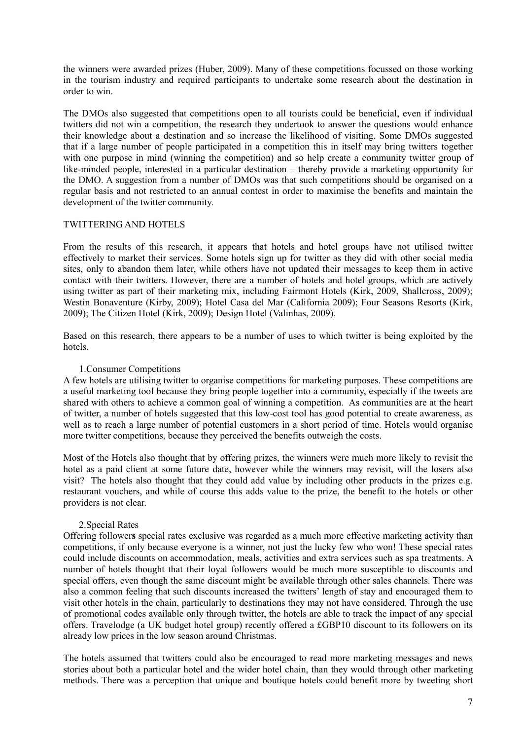the winners were awarded prizes (Huber, 2009). Many of these competitions focussed on those working in the tourism industry and required participants to undertake some research about the destination in order to win.

The DMOs also suggested that competitions open to all tourists could be beneficial, even if individual twitters did not win a competition, the research they undertook to answer the questions would enhance their knowledge about a destination and so increase the likelihood of visiting. Some DMOs suggested that if a large number of people participated in a competition this in itself may bring twitters together with one purpose in mind (winning the competition) and so help create a community twitter group of like-minded people, interested in a particular destination – thereby provide a marketing opportunity for the DMO. A suggestion from a number of DMOs was that such competitions should be organised on a regular basis and not restricted to an annual contest in order to maximise the benefits and maintain the development of the twitter community.

## TWITTERING AND HOTELS

From the results of this research, it appears that hotels and hotel groups have not utilised twitter effectively to market their services. Some hotels sign up for twitter as they did with other social media sites, only to abandon them later, while others have not updated their messages to keep them in active contact with their twitters. However, there are a number of hotels and hotel groups, which are actively using twitter as part of their marketing mix, including Fairmont Hotels (Kirk, 2009, Shallcross, 2009); Westin Bonaventure (Kirby, 2009); Hotel Casa del Mar (California 2009); Four Seasons Resorts (Kirk, 2009); The Citizen Hotel (Kirk, 2009); Design Hotel (Valinhas, 2009).

Based on this research, there appears to be a number of uses to which twitter is being exploited by the hotels.

1. Consumer Competitions

A few hotels are utilising twitter to organise competitions for marketing purposes. These competitions are a useful marketing tool because they bring people together into a community, especially if the tweets are shared with others to achieve a common goal of winning a competition. As communities are at the heart of twitter, a number of hotels suggested that this low-cost tool has good potential to create awareness, as well as to reach a large number of potential customers in a short period of time. Hotels would organise more twitter competitions, because they perceived the benefits outweigh the costs.

Most of the Hotels also thought that by offering prizes, the winners were much more likely to revisit the hotel as a paid client at some future date, however while the winners may revisit, will the losers also visit? The hotels also thought that they could add value by including other products in the prizes e.g. restaurant vouchers, and while of course this adds value to the prize, the benefit to the hotels or other providers is not clear.

2. Special Rates

Offering followers special rates exclusive was regarded as a much more effective marketing activity than competitions, if only because everyone is a winner, not just the lucky few who won! These special rates could include discounts on accommodation, meals, activities and extra services such as spa treatments. A number of hotels thought that their loyal followers would be much more susceptible to discounts and special offers, even though the same discount might be available through other sales channels. There was also a common feeling that such discounts increased the twitters' length of stay and encouraged them to visit other hotels in the chain, particularly to destinations they may not have considered. Through the use of promotional codes available only through twitter, the hotels are able to track the impact of any special offers. Travelodge (a UK budget hotel group) recently offered a £GBP10 discount to its followers on its already low prices in the low season around Christmas.

The hotels assumed that twitters could also be encouraged to read more marketing messages and news stories about both a particular hotel and the wider hotel chain, than they would through other marketing methods. There was a perception that unique and boutique hotels could benefit more by tweeting short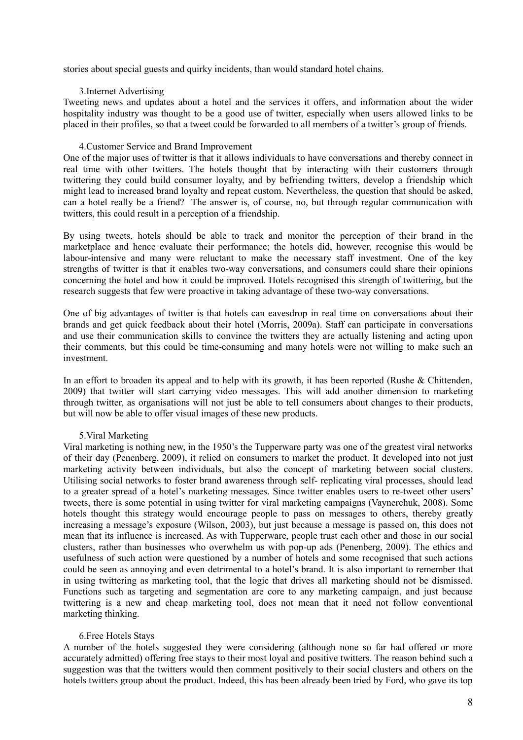stories about special guests and quirky incidents, than would standard hotel chains.

### 3.Internet Advertising

Tweeting news and updates about a hotel and the services it offers, and information about the wider hospitality industry was thought to be a good use of twitter, especially when users allowed links to be placed in their profiles, so that a tweet could be forwarded to all members of a twitter's group of friends.

### 4.Customer Service and Brand Improvement

One of the major uses of twitter is that it allows individuals to have conversations and thereby connect in real time with other twitters. The hotels thought that by interacting with their customers through twittering they could build consumer loyalty, and by befriending twitters, develop a friendship which might lead to increased brand loyalty and repeat custom. Nevertheless, the question that should be asked, can a hotel really be a friend? The answer is, of course, no, but through regular communication with twitters, this could result in a perception of a friendship.

By using tweets, hotels should be able to track and monitor the perception of their brand in the marketplace and hence evaluate their performance; the hotels did, however, recognise this would be labour-intensive and many were reluctant to make the necessary staff investment. One of the key strengths of twitter is that it enables two-way conversations, and consumers could share their opinions concerning the hotel and how it could be improved. Hotels recognised this strength of twittering, but the research suggests that few were proactive in taking advantage of these two-way conversations.

One of big advantages of twitter is that hotels can eavesdrop in real time on conversations about their brands and get quick feedback about their hotel (Morris, 2009a). Staff can participate in conversations and use their communication skills to convince the twitters they are actually listening and acting upon their comments, but this could be time-consuming and many hotels were not willing to make such an investment.

In an effort to broaden its appeal and to help with its growth, it has been reported (Rushe & Chittenden, 2009) that twitter will start carrying video messages. This will add another dimension to marketing through twitter, as organisations will not just be able to tell consumers about changes to their products, but will now be able to offer visual images of these new products.

### 5.Viral Marketing

Viral marketing is nothing new, in the 1950's the Tupperware party was one of the greatest viral networks of their day (Penenberg, 2009), it relied on consumers to market the product. It developed into not just marketing activity between individuals, but also the concept of marketing between social clusters. Utilising social networks to foster brand awareness through self- replicating viral processes, should lead to a greater spread of a hotel's marketing messages. Since twitter enables users to re-tweet other users' tweets, there is some potential in using twitter for viral marketing campaigns (Vaynerchuk, 2008). Some hotels thought this strategy would encourage people to pass on messages to others, thereby greatly increasing a message's exposure (Wilson, 2003), but just because a message is passed on, this does not mean that its influence is increased. As with Tupperware, people trust each other and those in our social clusters, rather than businesses who overwhelm us with pop-up ads (Penenberg, 2009). The ethics and usefulness of such action were questioned by a number of hotels and some recognised that such actions could be seen as annoying and even detrimental to a hotel's brand. It is also important to remember that in using twittering as marketing tool, that the logic that drives all marketing should not be dismissed. Functions such as targeting and segmentation are core to any marketing campaign, and just because twittering is a new and cheap marketing tool, does not mean that it need not follow conventional marketing thinking.

### 6.Free Hotels Stays

A number of the hotels suggested they were considering (although none so far had offered or more accurately admitted) offering free stays to their most loyal and positive twitters. The reason behind such a suggestion was that the twitters would then comment positively to their social clusters and others on the hotels twitters group about the product. Indeed, this has been already been tried by Ford, who gave its top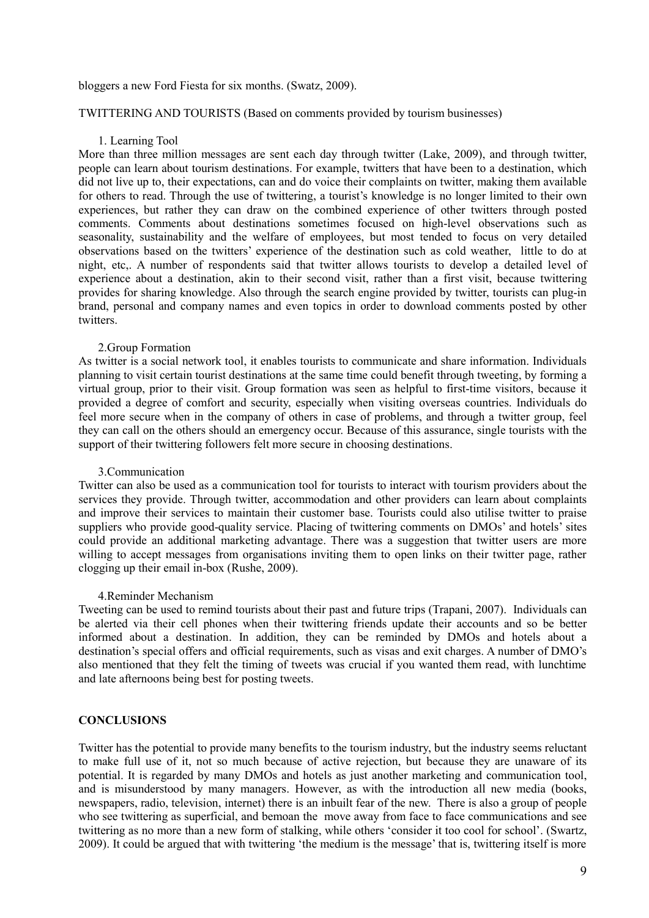bloggers a new Ford Fiesta for six months. (Swatz, 2009).

TWITTERING AND TOURISTS (Based on comments provided by tourism businesses)

1. Learning Tool

More than three million messages are sent each day through twitter (Lake, 2009), and through twitter, people can learn about tourism destinations. For example, twitters that have been to a destination, which did not live up to, their expectations, can and do voice their complaints on twitter, making them available for others to read. Through the use of twittering, a tourist's knowledge is no longer limited to their own experiences, but rather they can draw on the combined experience of other twitters through posted comments. Comments about destinations sometimes focused on high-level observations such as seasonality, sustainability and the welfare of employees, but most tended to focus on very detailed observations based on the twitters' experience of the destination such as cold weather, little to do at night, etc,. A number of respondents said that twitter allows tourists to develop a detailed level of experience about a destination, akin to their second visit, rather than a first visit, because twittering provides for sharing knowledge. Also through the search engine provided by twitter, tourists can plug-in brand, personal and company names and even topics in order to download comments posted by other twitters.

2.Group Formation

As twitter is a social network tool, it enables tourists to communicate and share information. Individuals planning to visit certain tourist destinations at the same time could benefit through tweeting, by forming a virtual group, prior to their visit. Group formation was seen as helpful to first-time visitors, because it provided a degree of comfort and security, especially when visiting overseas countries. Individuals do feel more secure when in the company of others in case of problems, and through a twitter group, feel they can call on the others should an emergency occur. Because of this assurance, single tourists with the support of their twittering followers felt more secure in choosing destinations.

3.Communication

Twitter can also be used as a communication tool for tourists to interact with tourism providers about the services they provide. Through twitter, accommodation and other providers can learn about complaints and improve their services to maintain their customer base. Tourists could also utilise twitter to praise suppliers who provide good-quality service. Placing of twittering comments on DMOs' and hotels' sites could provide an additional marketing advantage. There was a suggestion that twitter users are more willing to accept messages from organisations inviting them to open links on their twitter page, rather clogging up their email in-box (Rushe, 2009).

4.Reminder Mechanism

Tweeting can be used to remind tourists about their past and future trips (Trapani, 2007). Individuals can be alerted via their cell phones when their twittering friends update their accounts and so be better informed about a destination. In addition, they can be reminded by DMOs and hotels about a destination's special offers and official requirements, such as visas and exit charges. A number of DMO's also mentioned that they felt the timing of tweets was crucial if you wanted them read, with lunchtime and late afternoons being best for posting tweets.

## CONCLUSIONS

Twitter has the potential to provide many benefits to the tourism industry, but the industry seems reluctant to make full use of it, not so much because of active rejection, but because they are unaware of its potential. It is regarded by many DMOs and hotels as just another marketing and communication tool, and is misunderstood by many managers. However, as with the introduction all new media (books, newspapers, radio, television, internet) there is an inbuilt fear of the new. There is also a group of people who see twittering as superficial, and bemoan the move away from face to face communications and see twittering as no more than a new form of stalking, while others 'consider it too cool for school'. (Swartz, 2009). It could be argued that with twittering 'the medium is the message' that is, twittering itself is more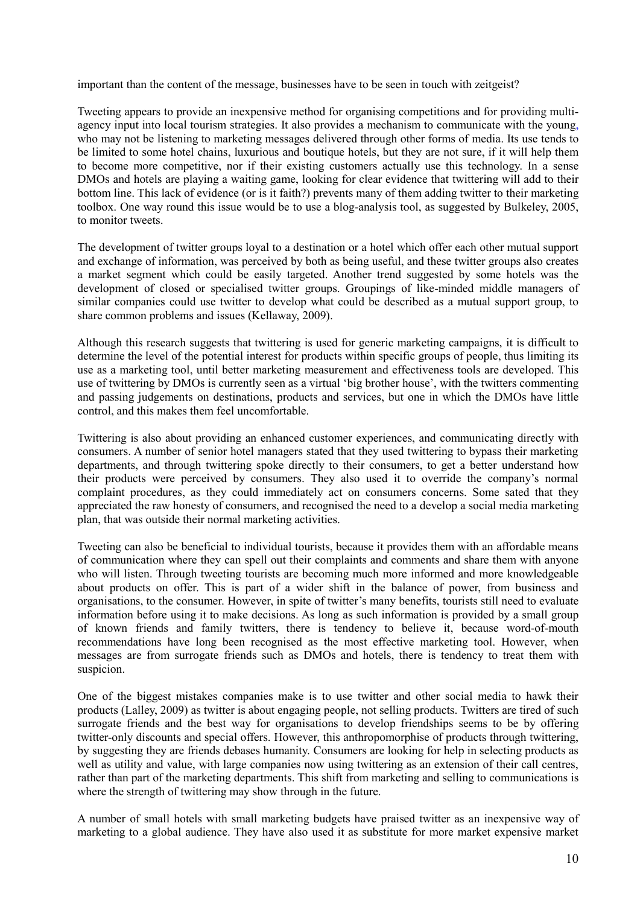important than the content of the message, businesses have to be seen in touch with zeitgeist?

Tweeting appears to provide an inexpensive method for organising competitions and for providing multi-agency input into local tourism strategies. It also provides a mechanism to communicate with the young, who may not be listening to marketing messages delivered through other forms of media. Its use tends to be limited to some hotel chains, luxurious and boutique hotels, but they are not sure, if it will help them to become more competitive, nor if their existing customers actually use this technology. In a sense DMOs and hotels are playing a waiting game, looking for clear evidence that twittering will add to their bottom line. This lack of evidence (or is it faith?) prevents many of them adding twitter to their marketing toolbox. One way round this issue would be to use a blog-analysis tool, as suggested by Bulkeley, 2005, to monitor tweets.

The development of twitter groups loyal to a destination or a hotel which offer each other mutual support and exchange of information, was perceived by both as being useful, and these twitter groups also creates a market segment which could be easily targeted. Another trend suggested by some hotels was the development of closed or specialised twitter groups. Groupings of like-minded middle managers of similar companies could use twitter to develop what could be described as a mutual support group, to share common problems and issues (Kellaway, 2009).

Although this research suggests that twittering is used for generic marketing campaigns, it is difficult to determine the level of the potential interest for products within specific groups of people, thus limiting its use as a marketing tool, until better marketing measurement and effectiveness tools are developed. This use of twittering by DMOs is currently seen as a virtual 'big brother house', with the twitters commenting and passing judgements on destinations, products and services, but one in which the DMOs have little control, and this makes them feel uncomfortable.

Twittering is also about providing an enhanced customer experiences, and communicating directly with consumers. A number of senior hotel managers stated that they used twittering to bypass their marketing departments, and through twittering spoke directly to their consumers, to get a better understand how their products were perceived by consumers. They also used it to override the company's normal complaint procedures, as they could immediately act on consumers concerns. Some sated that they appreciated the raw honesty of consumers, and recognised the need to a develop a social media marketing plan, that was outside their normal marketing activities.

Tweeting can also be beneficial to individual tourists, because it provides them with an affordable means of communication where they can spell out their complaints and comments and share them with anyone who will listen. Through tweeting tourists are becoming much more informed and more knowledgeable about products on offer. This is part of a wider shift in the balance of power, from business and organisations, to the consumer. However, in spite of twitter's many benefits, tourists still need to evaluate information before using it to make decisions. As long as such information is provided by a small group of known friends and family twitters, there is tendency to believe it, because word-of-mouth recommendations have long been recognised as the most effective marketing tool. However, when messages are from surrogate friends such as DMOs and hotels, there is tendency to treat them with suspicion.

One of the biggest mistakes companies make is to use twitter and other social media to hawk their products (Lalley, 2009) as twitter is about engaging people, not selling products. Twitters are tired of such surrogate friends and the best way for organisations to develop friendships seems to be by offering twitter-only discounts and special offers. However, this anthropomorphise of products through twittering, by suggesting they are friends debases humanity. Consumers are looking for help in selecting products as well as utility and value, with large companies now using twittering as an extension of their call centres, rather than part of the marketing departments. This shift from marketing and selling to communications is where the strength of twittering may show through in the future.

A number of small hotels with small marketing budgets have praised twitter as an inexpensive way of marketing to a global audience. They have also used it as substitute for more market expensive market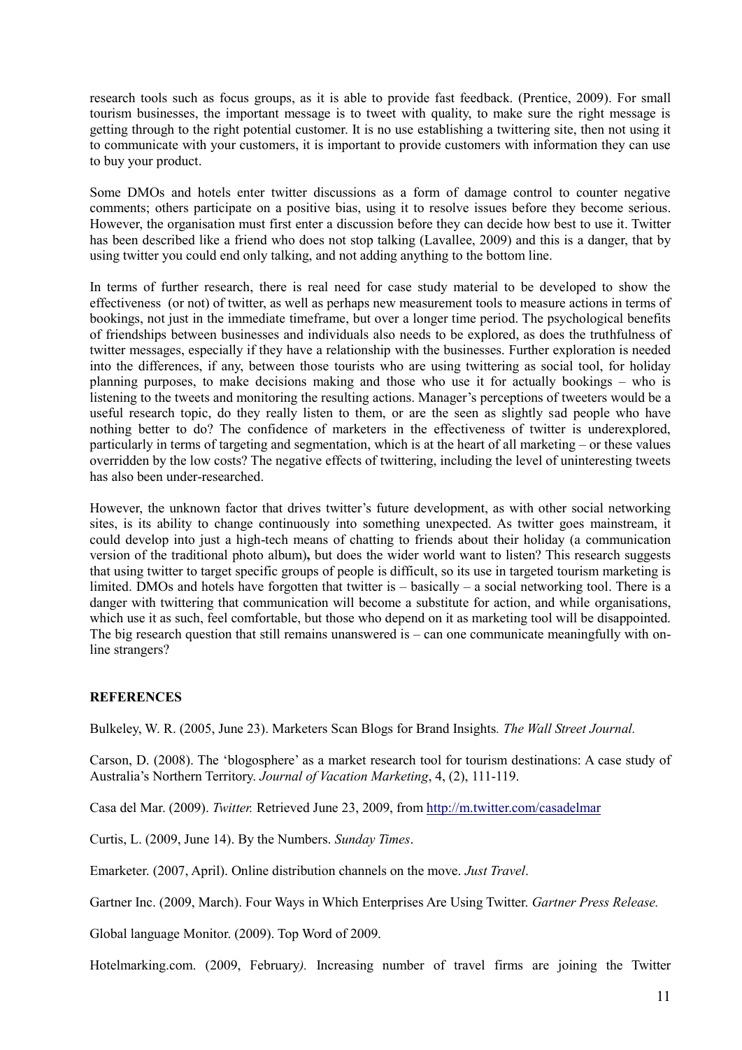research tools such as focus groups, as it is able to provide fast feedback. (Prentice, 2009). For small tourism businesses, the important message is to tweet with quality, to make sure the right message is getting through to the right potential customer. It is no use establishing a twittering site, then not using it to communicate with your customers, it is important to provide customers with information they can use to buy your product.

Some DMOs and hotels enter twitter discussions as a form of damage control to counter negative comments; others participate on a positive bias, using it to resolve issues before they become serious. However, the organisation must first enter a discussion before they can decide how best to use it. Twitter has been described like a friend who does not stop talking (Lavallee, 2009) and this is a danger, that by using twitter you could end only talking, and not adding anything to the bottom line.

In terms of further research, there is real need for case study material to be developed to show the effectiveness (or not) of twitter, as well as perhaps new measurement tools to measure actions in terms of bookings, not just in the immediate timeframe, but over a longer time period. The psychological benefits of friendships between businesses and individuals also needs to be explored, as does the truthfulness of twitter messages, especially if they have a relationship with the businesses. Further exploration is needed into the differences, if any, between those tourists who are using twittering as social tool, for holiday planning purposes, to make decisions making and those who use it for actually bookings – who is listening to the tweets and monitoring the resulting actions. Manager's perceptions of tweeters would be a useful research topic, do they really listen to them, or are the seen as slightly sad people who have nothing better to do? The confidence of marketers in the effectiveness of twitter is underexplored, particularly in terms of targeting and segmentation, which is at the heart of all marketing – or these values overridden by the low costs? The negative effects of twittering, including the level of uninteresting tweets has also been under-researched.

However, the unknown factor that drives twitter's future development, as with other social networking sites, is its ability to change continuously into something unexpected. As twitter goes mainstream, it could develop into just a high-tech means of chatting to friends about their holiday (a communication version of the traditional photo album)**,** but does the wider world want to listen? This research suggests that using twitter to target specific groups of people is difficult, so its use in targeted tourism marketing is limited. DMOs and hotels have forgotten that twitter is – basically – a social networking tool. There is a danger with twittering that communication will become a substitute for action, and while organisations, which use it as such, feel comfortable, but those who depend on it as marketing tool will be disappointed. The big research question that still remains unanswered is – can one communicate meaningfully with on-line strangers?

## REFERENCES

Bulkeley, W. R. (2005, June 23). Marketers Scan Blogs for Brand Insights*. The Wall Street Journal.*

Carson, D. (2008). The 'blogosphere' as a market research tool for tourism destinations: A case study of Australia's Northern Territory. *Journal of Vacation Marketing*, 4, (2), 111-119.

Casa del Mar. (2009). *Twitter.* Retrieved June 23, 2009, from http://m.twitter.com/casadelmar

Curtis, L. (2009, June 14). By the Numbers. *Sunday Times*.

Emarketer. (2007, April). Online distribution channels on the move. *Just Travel*.

Gartner Inc. (2009, March). Four Ways in Which Enterprises Are Using Twitter. *Gartner Press Release.*

Global language Monitor. (2009). Top Word of 2009.

Hotelmarking.com. (2009, February*).* Increasing number of travel firms are joining the Twitter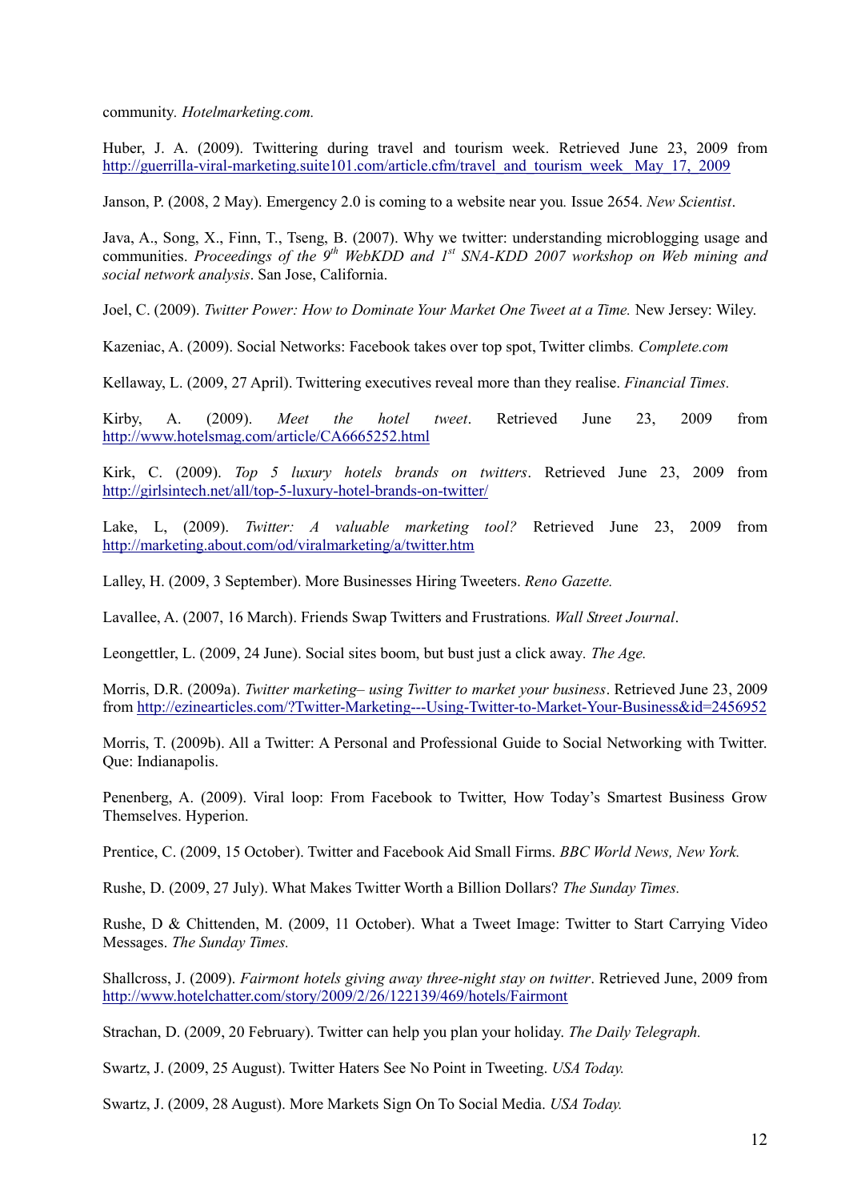community. *Hotelmarketing.com.*

Huber, J. A. (2009). Twittering during travel and tourism week. Retrieved June 23, 2009 from http://guerrilla-viral-marketing.suite101.com/article.cfm/travel_and_tourism_week_May_17,_2009

Janson, P. (2008, 2 May). Emergency 2.0 is coming to a website near you*.* Issue 2654. *New Scientist*.

Java, A., Song, X., Finn, T., Tseng, B. (2007). Why we twitter: understanding microblogging usage and communities. *Proceedings of the 9th WebKDD and 1st SNA-KDD 2007 workshop on Web mining and social network analysis*. San Jose, California.

Joel, C. (2009). *Twitter Power: How to Dominate Your Market One Tweet at a Time.* New Jersey: Wiley.

Kazeniac, A. (2009). Social Networks: Facebook takes over top spot, Twitter climbs*. Complete.com*

Kellaway, L. (2009, 27 April). Twittering executives reveal more than they realise. *Financial Times.*

Kirby, A. (2009). *Meet the hotel tweet*. Retrieved June 23, 2009 from http://www.hotelsmag.com/article/CA6665252.html

Kirk, C. (2009). *Top 5 luxury hotels brands on twitters*. Retrieved June 23, 2009 from http://girlsintech.net/all/top-5-luxury-hotel-brands-on-twitter/

Lake, L, (2009). *Twitter: A valuable marketing tool?* Retrieved June 23, 2009 from http://marketing.about.com/od/viralmarketing/a/twitter.htm

Lalley, H. (2009, 3 September). More Businesses Hiring Tweeters. *Reno Gazette.*

Lavallee, A. (2007, 16 March). Friends Swap Twitters and Frustrations*. Wall Street Journal*.

Leongettler, L. (2009, 24 June). Social sites boom, but bust just a click away*. The Age.*

Morris, D.R. (2009a). *Twitter marketing– using Twitter to market your business*. Retrieved June 23, 2009 from http://ezinearticles.com/?Twitter-Marketing---Using-Twitter-to-Market-Your-Business&id=2456952

Morris, T. (2009b). All a Twitter: A Personal and Professional Guide to Social Networking with Twitter. Que: Indianapolis.

Penenberg, A. (2009). Viral loop: From Facebook to Twitter, How Today's Smartest Business Grow Themselves. Hyperion.

Prentice, C. (2009, 15 October). Twitter and Facebook Aid Small Firms. *BBC World News, New York.*

Rushe, D. (2009, 27 July). What Makes Twitter Worth a Billion Dollars? *The Sunday Times.*

Rushe, D & Chittenden, M. (2009, 11 October). What a Tweet Image: Twitter to Start Carrying Video Messages. *The Sunday Times.*

Shallcross, J. (2009). *Fairmont hotels giving away three-night stay on twitter*. Retrieved June, 2009 from http://www.hotelchatter.com/story/2009/2/26/122139/469/hotels/Fairmont

Strachan, D. (2009, 20 February). Twitter can help you plan your holiday. *The Daily Telegraph.*

Swartz, J. (2009, 25 August). Twitter Haters See No Point in Tweeting. *USA Today.*

Swartz, J. (2009, 28 August). More Markets Sign On To Social Media. *USA Today.*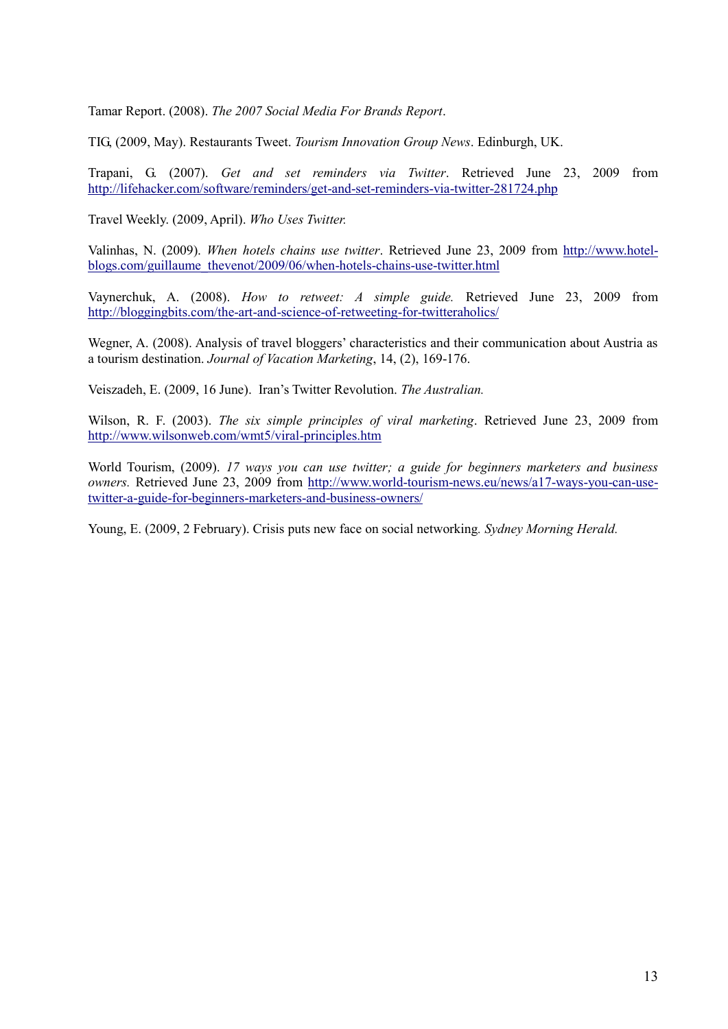Tamar Report. (2008). *The 2007 Social Media For Brands Report*.

TIG, (2009, May). Restaurants Tweet. *Tourism Innovation Group News*. Edinburgh, UK.

Trapani, G. (2007). *Get and set reminders via Twitter*. Retrieved June 23, 2009 from http://lifehacker.com/software/reminders/get-and-set-reminders-via-twitter-281724.php

Travel Weekly. (2009, April). *Who Uses Twitter.*

Valinhas, N. (2009). *When hotels chains use twitter*. Retrieved June 23, 2009 from http://www.hotel-blogs.com/guillaume_thevenot/2009/06/when-hotels-chains-use-twitter.html

Vaynerchuk, A. (2008). *How to retweet: A simple guide.* Retrieved June 23, 2009 from http://bloggingbits.com/the-art-and-science-of-retweeting-for-twitteraholics/

Wegner, A. (2008). Analysis of travel bloggers' characteristics and their communication about Austria as a tourism destination. *Journal of Vacation Marketing*, 14, (2), 169-176.

Veiszadeh, E. (2009, 16 June). Iran's Twitter Revolution. *The Australian.*

Wilson, R. F. (2003). *The six simple principles of viral marketing*. Retrieved June 23, 2009 from http://www.wilsonweb.com/wmt5/viral-principles.htm

World Tourism, (2009). *17 ways you can use twitter; a guide for beginners marketers and business owners.* Retrieved June 23, 2009 from http://www.world-tourism-news.eu/news/a17-ways-you-can-use-twitter-a-guide-for-beginners-marketers-and-business-owners/

Young, E. (2009, 2 February). Crisis puts new face on social networking. *Sydney Morning Herald.*